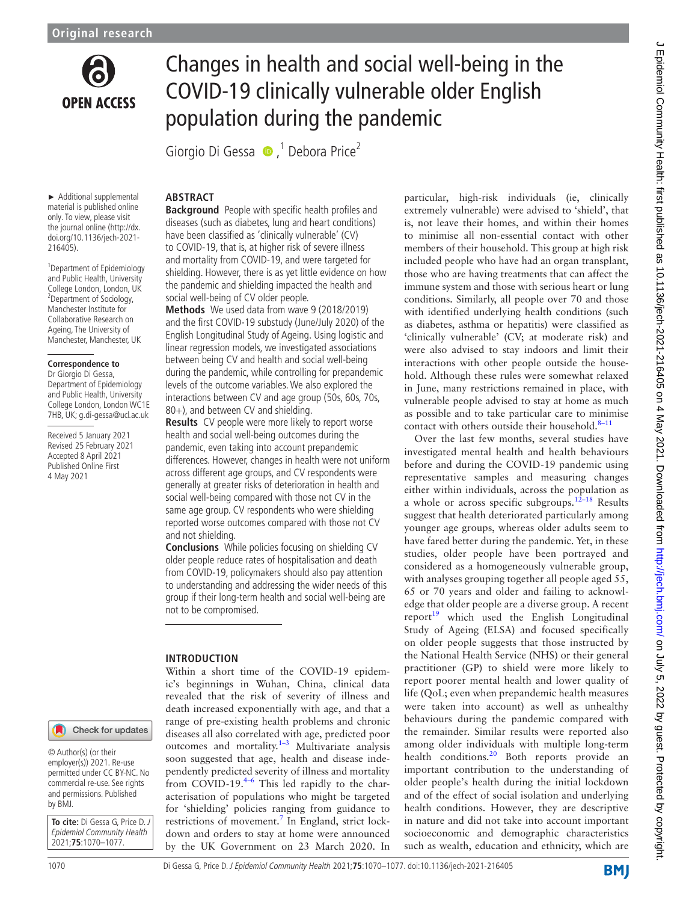Original research

# Changes in health and social well-being in the COVID-19 clinically vulnerable older English population during the pandemic

Giorgio Di Gessa [1], Debora Price [2]

► Additional supplemental material is published online only. To view, please visit the journal online (http://dx.doi.org/10.1136/jech-2021-216405).

[1] Department of Epidemiology and Public Health, University College London, London, UK
[2] Department of Sociology, Manchester Institute for Collaborative Research on Ageing, The University of Manchester, Manchester, UK

**Correspondence to**
Dr Giorgio Di Gessa, Department of Epidemiology and Public Health, University College London, London WC1E 7HB, UK; g.di-gessa@ucl.ac.uk

Received 5 January 2021
Revised 25 February 2021
Accepted 8 April 2021
Published Online First 4 May 2021

© Author(s) (or their employer(s)) 2021. Re-use permitted under CC BY-NC. No commercial re-use. See rights and permissions. Published by BMJ.

**To cite:** Di Gessa G, Price D. *J Epidemiol Community Health* 2021;**75**:1070–1077.

## ABSTRACT

**Background** People with specific health profiles and diseases (such as diabetes, lung and heart conditions) have been classified as 'clinically vulnerable' (CV) to COVID-19, that is, at higher risk of severe illness and mortality from COVID-19, and were targeted for shielding. However, there is as yet little evidence on how the pandemic and shielding impacted the health and social well-being of CV older people.

**Methods** We used data from wave 9 (2018/2019) and the first COVID-19 substudy (June/July 2020) of the English Longitudinal Study of Ageing. Using logistic and linear regression models, we investigated associations between being CV and health and social well-being during the pandemic, while controlling for prepandemic levels of the outcome variables. We also explored the interactions between CV and age group (50s, 60s, 70s, 80+), and between CV and shielding.

**Results** CV people were more likely to report worse health and social well-being outcomes during the pandemic, even taking into account prepandemic differences. However, changes in health were not uniform across different age groups, and CV respondents were generally at greater risks of deterioration in health and social well-being compared with those not CV in the same age group. CV respondents who were shielding reported worse outcomes compared with those not CV and not shielding.

**Conclusions** While policies focusing on shielding CV older people reduce rates of hospitalisation and death from COVID-19, policymakers should also pay attention to understanding and addressing the wider needs of this group if their long-term health and social well-being are not to be compromised.

## INTRODUCTION

Within a short time of the COVID-19 epidemic's beginnings in Wuhan, China, clinical data revealed that the risk of severity of illness and death increased exponentially with age, and that a range of pre-existing health problems and chronic diseases all also correlated with age, predicted poor outcomes and mortality.[1–3] Multivariate analysis soon suggested that age, health and disease independently predicted severity of illness and mortality from COVID-19.[4–6] This led rapidly to the characterisation of populations who might be targeted for 'shielding' policies ranging from guidance to restrictions of movement.[7] In England, strict lockdown and orders to stay at home were announced by the UK Government on 23 March 2020. In particular, high-risk individuals (ie, clinically extremely vulnerable) were advised to 'shield', that is, not leave their homes, and within their homes to minimise all non-essential contact with other members of their household. This group at high risk included people who have had an organ transplant, those who are having treatments that can affect the immune system and those with serious heart or lung conditions. Similarly, all people over 70 and those with identified underlying health conditions (such as diabetes, asthma or hepatitis) were classified as 'clinically vulnerable' (CV; at moderate risk) and were also advised to stay indoors and limit their interactions with other people outside the household. Although these rules were somewhat relaxed in June, many restrictions remained in place, with vulnerable people advised to stay at home as much as possible and to take particular care to minimise contact with others outside their household.[8–11]

Over the last few months, several studies have investigated mental health and health behaviours before and during the COVID-19 pandemic using representative samples and measuring changes either within individuals, across the population as a whole or across specific subgroups.[12–18] Results suggest that health deteriorated particularly among younger age groups, whereas older adults seem to have fared better during the pandemic. Yet, in these studies, older people have been portrayed and considered as a homogeneously vulnerable group, with analyses grouping together all people aged 55, 65 or 70 years and older and failing to acknowledge that older people are a diverse group. A recent report[19] which used the English Longitudinal Study of Ageing (ELSA) and focused specifically on older people suggests that those instructed by the National Health Service (NHS) or their general practitioner (GP) to shield were more likely to report poorer mental health and lower quality of life (QoL; even when prepandemic health measures were taken into account) as well as unhealthy behaviours during the pandemic compared with the remainder. Similar results were reported also among older individuals with multiple long-term health conditions.[20] Both reports provide an important contribution to the understanding of older people's health during the initial lockdown and of the effect of social isolation and underlying health conditions. However, they are descriptive in nature and did not take into account important socioeconomic and demographic characteristics such as wealth, education and ethnicity, which are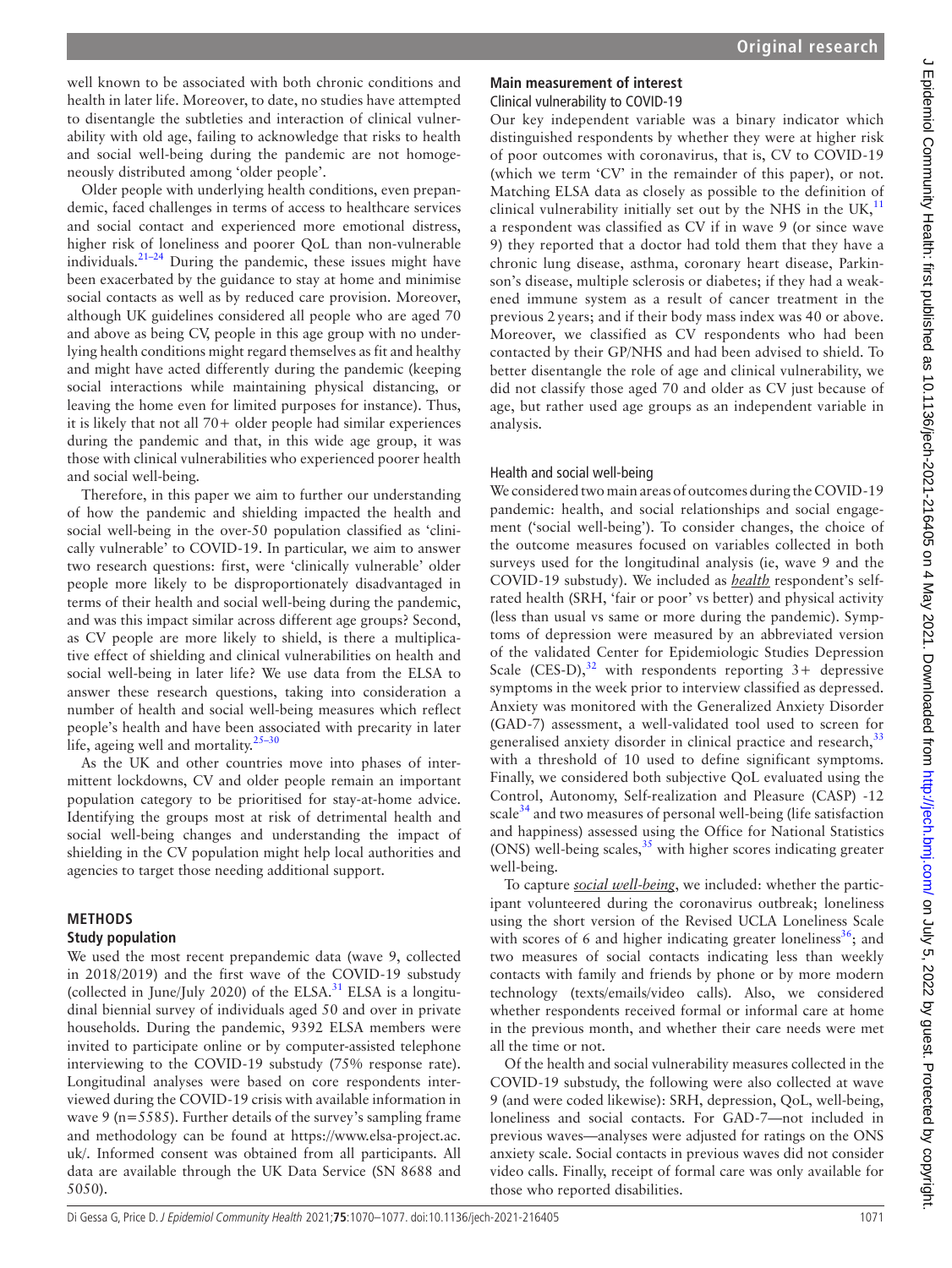well known to be associated with both chronic conditions and health in later life. Moreover, to date, no studies have attempted to disentangle the subtleties and interaction of clinical vulnerability with old age, failing to acknowledge that risks to health and social well-being during the pandemic are not homogeneously distributed among 'older people'.

Older people with underlying health conditions, even prepandemic, faced challenges in terms of access to healthcare services and social contact and experienced more emotional distress, higher risk of loneliness and poorer QoL than non-vulnerable individuals.[21–24] During the pandemic, these issues might have been exacerbated by the guidance to stay at home and minimise social contacts as well as by reduced care provision. Moreover, although UK guidelines considered all people who are aged 70 and above as being CV, people in this age group with no underlying health conditions might regard themselves as fit and healthy and might have acted differently during the pandemic (keeping social interactions while maintaining physical distancing, or leaving the home even for limited purposes for instance). Thus, it is likely that not all 70+ older people had similar experiences during the pandemic and that, in this wide age group, it was those with clinical vulnerabilities who experienced poorer health and social well-being.

Therefore, in this paper we aim to further our understanding of how the pandemic and shielding impacted the health and social well-being in the over-50 population classified as 'clinically vulnerable' to COVID-19. In particular, we aim to answer two research questions: first, were 'clinically vulnerable' older people more likely to be disproportionately disadvantaged in terms of their health and social well-being during the pandemic, and was this impact similar across different age groups? Second, as CV people are more likely to shield, is there a multiplicative effect of shielding and clinical vulnerabilities on health and social well-being in later life? We use data from the ELSA to answer these research questions, taking into consideration a number of health and social well-being measures which reflect people's health and have been associated with precarity in later life, ageing well and mortality.[25–30]

As the UK and other countries move into phases of intermittent lockdowns, CV and older people remain an important population category to be prioritised for stay-at-home advice. Identifying the groups most at risk of detrimental health and social well-being changes and understanding the impact of shielding in the CV population might help local authorities and agencies to target those needing additional support.

## METHODS

### Study population

We used the most recent prepandemic data (wave 9, collected in 2018/2019) and the first wave of the COVID-19 substudy (collected in June/July 2020) of the ELSA.[31] ELSA is a longitudinal biennial survey of individuals aged 50 and over in private households. During the pandemic, 9392 ELSA members were invited to participate online or by computer-assisted telephone interviewing to the COVID-19 substudy (75% response rate). Longitudinal analyses were based on core respondents interviewed during the COVID-19 crisis with available information in wave 9 (n=5585). Further details of the survey's sampling frame and methodology can be found at https://www.elsa-project.ac.uk/. Informed consent was obtained from all participants. All data are available through the UK Data Service (SN 8688 and 5050).

### Main measurement of interest

#### Clinical vulnerability to COVID-19

Our key independent variable was a binary indicator which distinguished respondents by whether they were at higher risk of poor outcomes with coronavirus, that is, CV to COVID-19 (which we term 'CV' in the remainder of this paper), or not. Matching ELSA data as closely as possible to the definition of clinical vulnerability initially set out by the NHS in the UK,[11] a respondent was classified as CV if in wave 9 (or since wave 9) they reported that a doctor had told them that they have a chronic lung disease, asthma, coronary heart disease, Parkinson's disease, multiple sclerosis or diabetes; if they had a weakened immune system as a result of cancer treatment in the previous 2 years; and if their body mass index was 40 or above. Moreover, we classified as CV respondents who had been contacted by their GP/NHS and had been advised to shield. To better disentangle the role of age and clinical vulnerability, we did not classify those aged 70 and older as CV just because of age, but rather used age groups as an independent variable in analysis.

#### Health and social well-being

We considered two main areas of outcomes during the COVID-19 pandemic: health, and social relationships and social engagement ('social well-being'). To consider changes, the choice of the outcome measures focused on variables collected in both surveys used for the longitudinal analysis (ie, wave 9 and the COVID-19 substudy). We included as ***health*** respondent's self-rated health (SRH, 'fair or poor' vs better) and physical activity (less than usual vs same or more during the pandemic). Symptoms of depression were measured by an abbreviated version of the validated Center for Epidemiologic Studies Depression Scale (CES-D),[32] with respondents reporting 3+ depressive symptoms in the week prior to interview classified as depressed. Anxiety was monitored with the Generalized Anxiety Disorder (GAD-7) assessment, a well-validated tool used to screen for generalised anxiety disorder in clinical practice and research,[33] with a threshold of 10 used to define significant symptoms. Finally, we considered both subjective QoL evaluated using the Control, Autonomy, Self-realization and Pleasure (CASP) -12 scale[34] and two measures of personal well-being (life satisfaction and happiness) assessed using the Office for National Statistics (ONS) well-being scales,[35] with higher scores indicating greater well-being.

To capture ***social well-being***, we included: whether the participant volunteered during the coronavirus outbreak; loneliness using the short version of the Revised UCLA Loneliness Scale with scores of 6 and higher indicating greater loneliness[36]; and two measures of social contacts indicating less than weekly contacts with family and friends by phone or by more modern technology (texts/emails/video calls). Also, we considered whether respondents received formal or informal care at home in the previous month, and whether their care needs were met all the time or not.

Of the health and social vulnerability measures collected in the COVID-19 substudy, the following were also collected at wave 9 (and were coded likewise): SRH, depression, QoL, well-being, loneliness and social contacts. For GAD-7—not included in previous waves—analyses were adjusted for ratings on the ONS anxiety scale. Social contacts in previous waves did not consider video calls. Finally, receipt of formal care was only available for those who reported disabilities.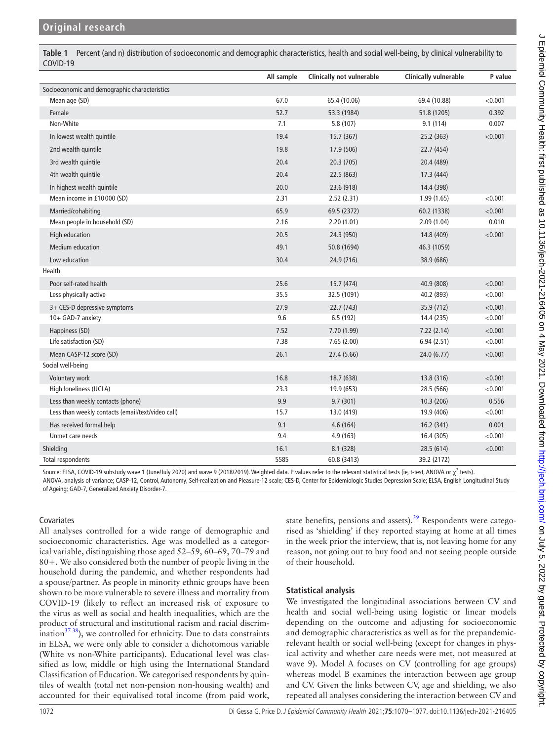**Table 1** Percent (and n) distribution of socioeconomic and demographic characteristics, health and social well-being, by clinical vulnerability to COVID-19

| | All sample | Clinically not vulnerable | Clinically vulnerable | P value |
|---|---|---|---|---|
| Socioeconomic and demographic characteristics | | | | |
| Mean age (SD) | 67.0 | 65.4 (10.06) | 69.4 (10.88) | <0.001 |
| Female | 52.7 | 53.3 (1984) | 51.8 (1205) | 0.392 |
| Non-White | 7.1 | 5.8 (107) | 9.1 (114) | 0.007 |
| In lowest wealth quintile | 19.4 | 15.7 (367) | 25.2 (363) | <0.001 |
| 2nd wealth quintile | 19.8 | 17.9 (506) | 22.7 (454) | |
| 3rd wealth quintile | 20.4 | 20.3 (705) | 20.4 (489) | |
| 4th wealth quintile | 20.4 | 22.5 (863) | 17.3 (444) | |
| In highest wealth quintile | 20.0 | 23.6 (918) | 14.4 (398) | |
| Mean income in £10 000 (SD) | 2.31 | 2.52 (2.31) | 1.99 (1.65) | <0.001 |
| Married/cohabiting | 65.9 | 69.5 (2372) | 60.2 (1338) | <0.001 |
| Mean people in household (SD) | 2.16 | 2.20 (1.01) | 2.09 (1.04) | 0.010 |
| High education | 20.5 | 24.3 (950) | 14.8 (409) | <0.001 |
| Medium education | 49.1 | 50.8 (1694) | 46.3 (1059) | |
| Low education | 30.4 | 24.9 (716) | 38.9 (686) | |
| Health | | | | |
| Poor self-rated health | 25.6 | 15.7 (474) | 40.9 (808) | <0.001 |
| Less physically active | 35.5 | 32.5 (1091) | 40.2 (893) | <0.001 |
| 3+ CES-D depressive symptoms | 27.9 | 22.7 (743) | 35.9 (712) | <0.001 |
| 10+ GAD-7 anxiety | 9.6 | 6.5 (192) | 14.4 (235) | <0.001 |
| Happiness (SD) | 7.52 | 7.70 (1.99) | 7.22 (2.14) | <0.001 |
| Life satisfaction (SD) | 7.38 | 7.65 (2.00) | 6.94 (2.51) | <0.001 |
| Mean CASP-12 score (SD) | 26.1 | 27.4 (5.66) | 24.0 (6.77) | <0.001 |
| Social well-being | | | | |
| Voluntary work | 16.8 | 18.7 (638) | 13.8 (316) | <0.001 |
| High loneliness (UCLA) | 23.3 | 19.9 (653) | 28.5 (566) | <0.001 |
| Less than weekly contacts (phone) | 9.9 | 9.7 (301) | 10.3 (206) | 0.556 |
| Less than weekly contacts (email/text/video call) | 15.7 | 13.0 (419) | 19.9 (406) | <0.001 |
| Has received formal help | 9.1 | 4.6 (164) | 16.2 (341) | 0.001 |
| Unmet care needs | 9.4 | 4.9 (163) | 16.4 (305) | <0.001 |
| Shielding | 16.1 | 8.1 (328) | 28.5 (614) | <0.001 |
| Total respondents | 5585 | 60.8 (3413) | 39.2 (2172) | |

Source: ELSA, COVID-19 substudy wave 1 (June/July 2020) and wave 9 (2018/2019). Weighted data. P values refer to the relevant statistical tests (ie, t-test, ANOVA or $\chi^2$ tests).
ANOVA, analysis of variance; CASP-12, Control, Autonomy, Self-realization and Pleasure-12 scale; CES-D, Center for Epidemiologic Studies Depression Scale; ELSA, English Longitudinal Study of Ageing; GAD-7, Generalized Anxiety Disorder-7.

### Covariates

All analyses controlled for a wide range of demographic and socioeconomic characteristics. Age was modelled as a categorical variable, distinguishing those aged 52–59, 60–69, 70–79 and 80+. We also considered both the number of people living in the household during the pandemic, and whether respondents had a spouse/partner. As people in minority ethnic groups have been shown to be more vulnerable to severe illness and mortality from COVID-19 (likely to reflect an increased risk of exposure to the virus as well as social and health inequalities, which are the product of structural and institutional racism and racial discrimination[37 38]), we controlled for ethnicity. Due to data constraints in ELSA, we were only able to consider a dichotomous variable (White vs non-White participants). Educational level was classified as low, middle or high using the International Standard Classification of Education. We categorised respondents by quintiles of wealth (total net non-pension non-housing wealth) and accounted for their equivalised total income (from paid work, state benefits, pensions and assets).[39] Respondents were categorised as 'shielding' if they reported staying at home at all times in the week prior the interview, that is, not leaving home for any reason, not going out to buy food and not seeing people outside of their household.

### Statistical analysis

We investigated the longitudinal associations between CV and health and social well-being using logistic or linear models depending on the outcome and adjusting for socioeconomic and demographic characteristics as well as for the prepandemic-relevant health or social well-being (except for changes in physical activity and whether care needs were met, not measured at wave 9). Model A focuses on CV (controlling for age groups) whereas model B examines the interaction between age group and CV. Given the links between CV, age and shielding, we also repeated all analyses considering the interaction between CV and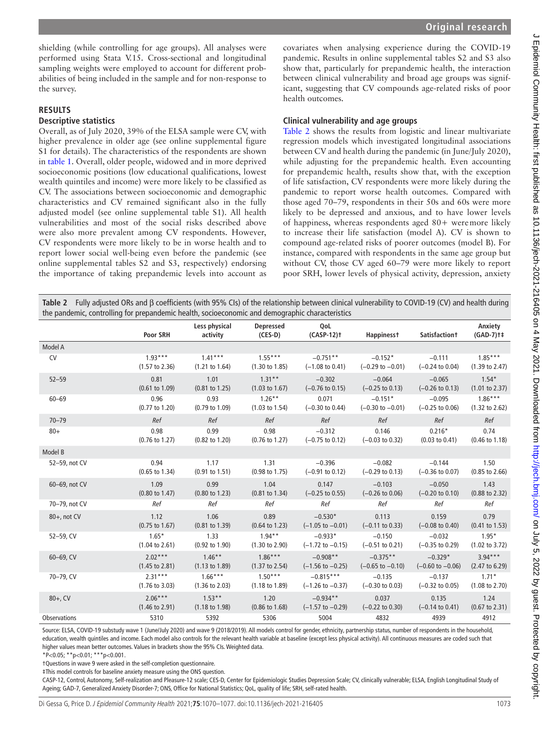shielding (while controlling for age groups). All analyses were performed using Stata V.15. Cross-sectional and longitudinal sampling weights were employed to account for different probabilities of being included in the sample and for non-response to the survey.

## RESULTS

### Descriptive statistics

Overall, as of July 2020, 39% of the ELSA sample were CV, with higher prevalence in older age (see online supplemental figure S1 for details). The characteristics of the respondents are shown in table 1. Overall, older people, widowed and in more deprived socioeconomic positions (low educational qualifications, lowest wealth quintiles and income) were more likely to be classified as CV. The associations between socioeconomic and demographic characteristics and CV remained significant also in the fully adjusted model (see online supplemental table S1). All health vulnerabilities and most of the social risks described above were also more prevalent among CV respondents. However, CV respondents were more likely to be in worse health and to report lower social well-being even before the pandemic (see online supplemental tables S2 and S3, respectively) endorsing the importance of taking prepandemic levels into account as covariates when analysing experience during the COVID-19 pandemic. Results in online supplemental tables S2 and S3 also show that, particularly for prepandemic health, the interaction between clinical vulnerability and broad age groups was significant, suggesting that CV compounds age-related risks of poor health outcomes.

### Clinical vulnerability and age groups

Table 2 shows the results from logistic and linear multivariate regression models which investigated longitudinal associations between CV and health during the pandemic (in June/July 2020), while adjusting for the prepandemic health. Even accounting for prepandemic health, results show that, with the exception of life satisfaction, CV respondents were more likely during the pandemic to report worse health outcomes. Compared with those aged 70–79, respondents in their 50s and 60s were more likely to be depressed and anxious, and to have lower levels of happiness, whereas respondents aged 80+ weremore likely to increase their life satisfaction (model A). CV is shown to compound age-related risks of poorer outcomes (model B). For instance, compared with respondents in the same age group but without CV, those CV aged 60–79 were more likely to report poor SRH, lower levels of physical activity, depression, anxiety

**Table 2** Fully adjusted ORs and β coefficients (with 95% CIs) of the relationship between clinical vulnerability to COVID-19 (CV) and health during the pandemic, controlling for prepandemic health, socioeconomic and demographic characteristics

| | Poor SRH | Less physical activity | Depressed (CES-D) | QoL (CASP-12)† | Happiness† | Satisfaction† | Anxiety (GAD-7)†‡ |
|---|---|---|---|---|---|---|---|
| **Model A** | | | | | | | |
| CV | 1.93*** (1.57 to 2.36) | 1.41*** (1.21 to 1.64) | 1.55*** (1.30 to 1.85) | −0.751** (−1.08 to 0.41) | −0.152* (−0.29 to −0.01) | −0.111 (−0.24 to 0.04) | 1.85*** (1.39 to 2.47) |
| 52–59 | 0.81 (0.61 to 1.09) | 1.01 (0.81 to 1.25) | 1.31** (1.03 to 1.67) | −0.302 (−0.76 to 0.15) | −0.064 (−0.25 to 0.13) | −0.065 (−0.26 to 0.13) | 1.54* (1.01 to 2.37) |
| 60–69 | 0.96 (0.77 to 1.20) | 0.93 (0.79 to 1.09) | 1.26** (1.03 to 1.54) | 0.071 (−0.30 to 0.44) | −0.151* (−0.30 to −0.01) | −0.095 (−0.25 to 0.06) | 1.86*** (1.32 to 2.62) |
| 70–79 | *Ref* | *Ref* | *Ref* | *Ref* | *Ref* | *Ref* | *Ref* |
| 80+ | 0.98 (0.76 to 1.27) | 0.99 (0.82 to 1.20) | 0.98 (0.76 to 1.27) | −0.312 (−0.75 to 0.12) | 0.146 (−0.03 to 0.32) | 0.216* (0.03 to 0.41) | 0.74 (0.46 to 1.18) |
| **Model B** | | | | | | | |
| 52–59, not CV | 0.94 (0.65 to 1.34) | 1.17 (0.91 to 1.51) | 1.31 (0.98 to 1.75) | −0.396 (−0.91 to 0.12) | −0.082 (−0.29 to 0.13) | −0.144 (−0.36 to 0.07) | 1.50 (0.85 to 2.66) |
| 60–69, not CV | 1.09 (0.80 to 1.47) | 0.99 (0.80 to 1.23) | 1.04 (0.81 to 1.34) | 0.147 (−0.25 to 0.55) | −0.103 (−0.26 to 0.06) | −0.050 (−0.20 to 0.10) | 1.43 (0.88 to 2.32) |
| 70–79, not CV | *Ref* | *Ref* | *Ref* | *Ref* | *Ref* | *Ref* | *Ref* |
| 80+, not CV | 1.12 (0.75 to 1.67) | 1.06 (0.81 to 1.39) | 0.89 (0.64 to 1.23) | −0.530* (−1.05 to −0.01) | 0.113 (−0.11 to 0.33) | 0.159 (−0.08 to 0.40) | 0.79 (0.41 to 1.53) |
| 52–59, CV | 1.65* (1.04 to 2.61) | 1.33 (0.92 to 1.90) | 1.94** (1.30 to 2.90) | −0.933* (−1.72 to −0.15) | −0.150 (−0.51 to 0.21) | −0.032 (−0.35 to 0.29) | 1.95* (1.02 to 3.72) |
| 60–69, CV | 2.02*** (1.45 to 2.81) | 1.46** (1.13 to 1.89) | 1.86*** (1.37 to 2.54) | −0.908** (−1.56 to −0.25) | −0.375** (−0.65 to −0.10) | −0.329* (−0.60 to −0.06) | 3.94*** (2.47 to 6.29) |
| 70–79, CV | 2.31*** (1.76 to 3.03) | 1.66*** (1.36 to 2.03) | 1.50*** (1.18 to 1.89) | −0.815*** (−1.26 to −0.37) | −0.135 (−0.30 to 0.03) | −0.137 (−0.32 to 0.05) | 1.71* (1.08 to 2.70) |
| 80+, CV | 2.06*** (1.46 to 2.91) | 1.53** (1.18 to 1.98) | 1.20 (0.86 to 1.68) | −0.934** (−1.57 to −0.29) | 0.037 (−0.22 to 0.30) | 0.135 (−0.14 to 0.41) | 1.24 (0.67 to 2.31) |
| Observations | 5310 | 5392 | 5306 | 5004 | 4832 | 4939 | 4912 |

Source: ELSA, COVID-19 substudy wave 1 (June/July 2020) and wave 9 (2018/2019). All models control for gender, ethnicity, partnership status, number of respondents in the household, education, wealth quintiles and income. Each model also controls for the relevant health variable at baseline (except less physical activity). All continuous measures are coded such that higher values mean better outcomes. Values in brackets show the 95% CIs. Weighted data.

*P<0.05; **p<0.01; ***p<0.001.

†Questions in wave 9 were asked in the self-completion questionnaire.

‡This model controls for baseline anxiety measure using the ONS question.

CASP-12, Control, Autonomy, Self-realization and Pleasure-12 scale; CES-D, Center for Epidemiologic Studies Depression Scale; CV, clinically vulnerable; ELSA, English Longitudinal Study of Ageing; GAD-7, Generalized Anxiety Disorder-7; ONS, Office for National Statistics; QoL, quality of life; SRH, self-rated health.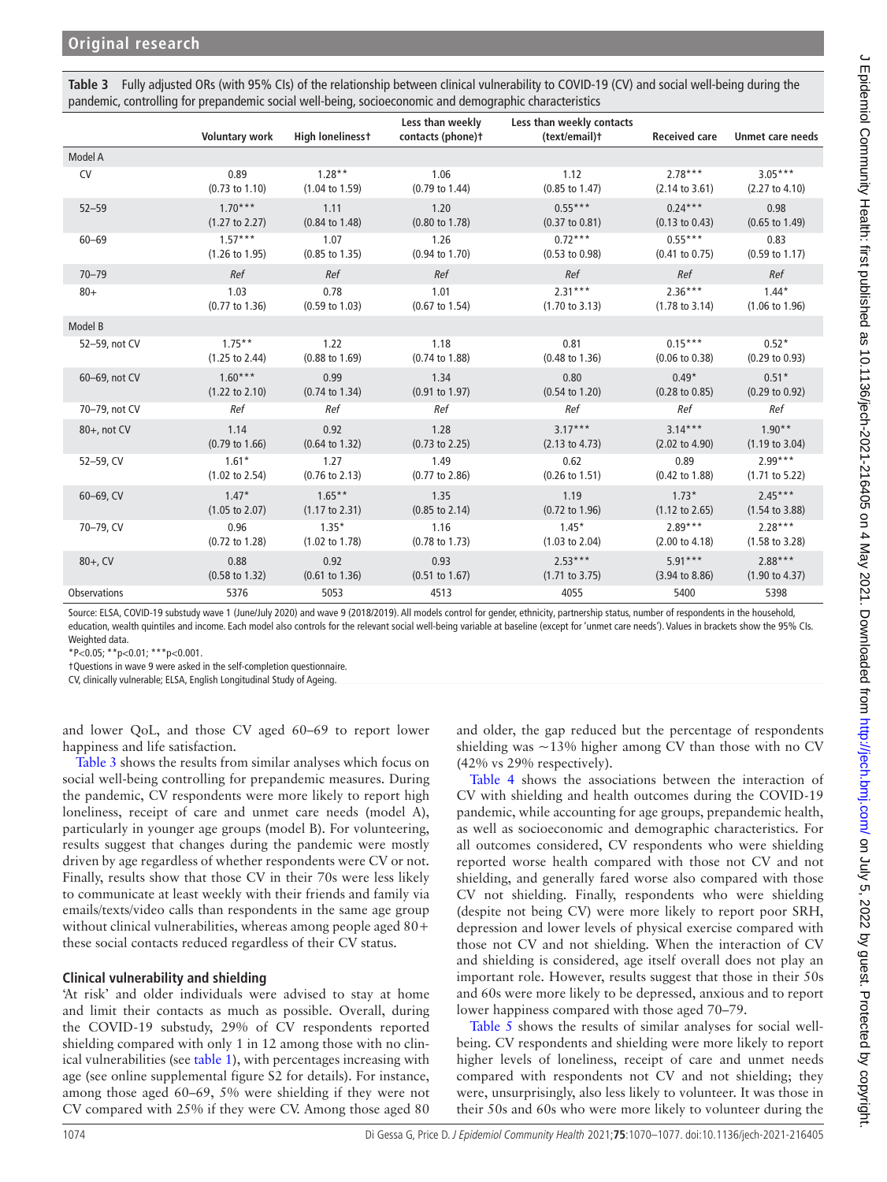**Table 3** Fully adjusted ORs (with 95% CIs) of the relationship between clinical vulnerability to COVID-19 (CV) and social well-being during the pandemic, controlling for prepandemic social well-being, socioeconomic and demographic characteristics

| | Voluntary work | High loneliness† | Less than weekly contacts (phone)† | Less than weekly contacts (text/email)† | Received care | Unmet care needs |
|---|---|---|---|---|---|---|
| **Model A** | | | | | | |
| CV | 0.89 (0.73 to 1.10) | 1.28** (1.04 to 1.59) | 1.06 (0.79 to 1.44) | 1.12 (0.85 to 1.47) | 2.78*** (2.14 to 3.61) | 3.05*** (2.27 to 4.10) |
| 52–59 | 1.70*** (1.27 to 2.27) | 1.11 (0.84 to 1.48) | 1.20 (0.80 to 1.78) | 0.55*** (0.37 to 0.81) | 0.24*** (0.13 to 0.43) | 0.98 (0.65 to 1.49) |
| 60–69 | 1.57*** (1.26 to 1.95) | 1.07 (0.85 to 1.35) | 1.26 (0.94 to 1.70) | 0.72*** (0.53 to 0.98) | 0.55*** (0.41 to 0.75) | 0.83 (0.59 to 1.17) |
| 70–79 | *Ref* | *Ref* | *Ref* | *Ref* | *Ref* | *Ref* |
| 80+ | 1.03 (0.77 to 1.36) | 0.78 (0.59 to 1.03) | 1.01 (0.67 to 1.54) | 2.31*** (1.70 to 3.13) | 2.36*** (1.78 to 3.14) | 1.44* (1.06 to 1.96) |
| **Model B** | | | | | | |
| 52–59, not CV | 1.75** (1.25 to 2.44) | 1.22 (0.88 to 1.69) | 1.18 (0.74 to 1.88) | 0.81 (0.48 to 1.36) | 0.15*** (0.06 to 0.38) | 0.52* (0.29 to 0.93) |
| 60–69, not CV | 1.60*** (1.22 to 2.10) | 0.99 (0.74 to 1.34) | 1.34 (0.91 to 1.97) | 0.80 (0.54 to 1.20) | 0.49* (0.28 to 0.85) | 0.51* (0.29 to 0.92) |
| 70–79, not CV | *Ref* | *Ref* | *Ref* | *Ref* | *Ref* | *Ref* |
| 80+, not CV | 1.14 (0.79 to 1.66) | 0.92 (0.64 to 1.32) | 1.28 (0.73 to 2.25) | 3.17*** (2.13 to 4.73) | 3.14*** (2.02 to 4.90) | 1.90** (1.19 to 3.04) |
| 52–59, CV | 1.61* (1.02 to 2.54) | 1.27 (0.76 to 2.13) | 1.49 (0.77 to 2.86) | 0.62 (0.26 to 1.51) | 0.89 (0.42 to 1.88) | 2.99*** (1.71 to 5.22) |
| 60–69, CV | 1.47* (1.05 to 2.07) | 1.65** (1.17 to 2.31) | 1.35 (0.85 to 2.14) | 1.19 (0.72 to 1.96) | 1.73* (1.12 to 2.65) | 2.45*** (1.54 to 3.88) |
| 70–79, CV | 0.96 (0.72 to 1.28) | 1.35* (1.02 to 1.78) | 1.16 (0.78 to 1.73) | 1.45* (1.03 to 2.04) | 2.89*** (2.00 to 4.18) | 2.28*** (1.58 to 3.28) |
| 80+, CV | 0.88 (0.58 to 1.32) | 0.92 (0.61 to 1.36) | 0.93 (0.51 to 1.67) | 2.53*** (1.71 to 3.75) | 5.91*** (3.94 to 8.86) | 2.88*** (1.90 to 4.37) |
| Observations | 5376 | 5053 | 4513 | 4055 | 5400 | 5398 |

Source: ELSA, COVID-19 substudy wave 1 (June/July 2020) and wave 9 (2018/2019). All models control for gender, ethnicity, partnership status, number of respondents in the household, education, wealth quintiles and income. Each model also controls for the relevant social well-being variable at baseline (except for 'unmet care needs'). Values in brackets show the 95% CIs. Weighted data.

*P<0.05; **p<0.01; ***p<0.001.

†Questions in wave 9 were asked in the self-completion questionnaire.

CV, clinically vulnerable; ELSA, English Longitudinal Study of Ageing.

and lower QoL, and those CV aged 60–69 to report lower happiness and life satisfaction.

Table 3 shows the results from similar analyses which focus on social well-being controlling for prepandemic measures. During the pandemic, CV respondents were more likely to report high loneliness, receipt of care and unmet care needs (model A), particularly in younger age groups (model B). For volunteering, results suggest that changes during the pandemic were mostly driven by age regardless of whether respondents were CV or not. Finally, results show that those CV in their 70s were less likely to communicate at least weekly with their friends and family via emails/texts/video calls than respondents in the same age group without clinical vulnerabilities, whereas among people aged 80+ these social contacts reduced regardless of their CV status.

### Clinical vulnerability and shielding

'At risk' and older individuals were advised to stay at home and limit their contacts as much as possible. Overall, during the COVID-19 substudy, 29% of CV respondents reported shielding compared with only 1 in 12 among those with no clinical vulnerabilities (see table 1), with percentages increasing with age (see online supplemental figure S2 for details). For instance, among those aged 60–69, 5% were shielding if they were not CV compared with 25% if they were CV. Among those aged 80 and older, the gap reduced but the percentage of respondents shielding was ~13% higher among CV than those with no CV (42% vs 29% respectively).

Table 4 shows the associations between the interaction of CV with shielding and health outcomes during the COVID-19 pandemic, while accounting for age groups, prepandemic health, as well as socioeconomic and demographic characteristics. For all outcomes considered, CV respondents who were shielding reported worse health compared with those not CV and not shielding, and generally fared worse also compared with those CV not shielding. Finally, respondents who were shielding (despite not being CV) were more likely to report poor SRH, depression and lower levels of physical exercise compared with those not CV and not shielding. When the interaction of CV and shielding is considered, age itself overall does not play an important role. However, results suggest that those in their 50s and 60s were more likely to be depressed, anxious and to report lower happiness compared with those aged 70–79.

Table 5 shows the results of similar analyses for social well-being. CV respondents and shielding were more likely to report higher levels of loneliness, receipt of care and unmet needs compared with respondents not CV and not shielding; they were, unsurprisingly, also less likely to volunteer. It was those in their 50s and 60s who were more likely to volunteer during the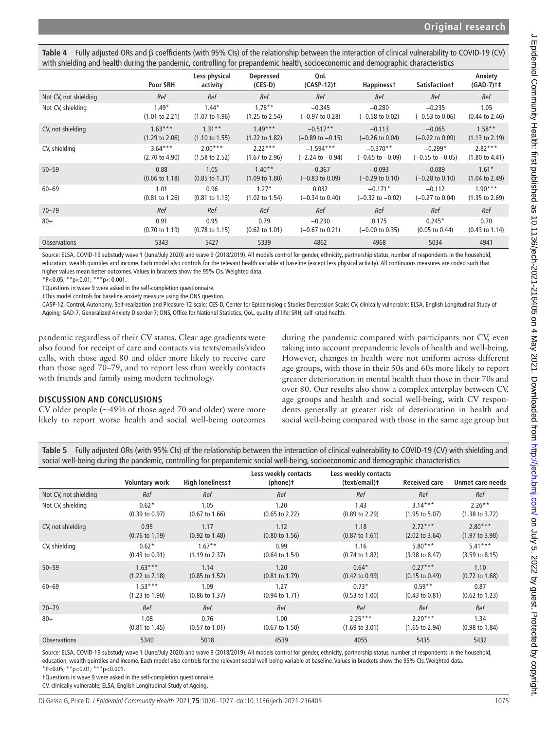**Table 4** Fully adjusted ORs and β coefficients (with 95% CIs) of the relationship between the interaction of clinical vulnerability to COVID-19 (CV) with shielding and health during the pandemic, controlling for prepandemic health, socioeconomic and demographic characteristics

| | Poor SRH | Less physical activity | Depressed (CES-D) | QoL (CASP-12)† | Happiness† | Satisfaction† | Anxiety (GAD-7)†‡ |
|---|---|---|---|---|---|---|---|
| Not CV, not shielding | *Ref* | *Ref* | *Ref* | *Ref* | *Ref* | *Ref* | *Ref* |
| Not CV, shielding | 1.49* (1.01 to 2.21) | 1.44* (1.07 to 1.96) | 1.78** (1.25 to 2.54) | −0.345 (−0.97 to 0.28) | −0.280 (−0.58 to 0.02) | −0.235 (−0.53 to 0.06) | 1.05 (0.44 to 2.46) |
| CV, not shielding | 1.63*** (1.29 to 2.06) | 1.31** (1.10 to 1.55) | 1.49*** (1.22 to 1.82) | −0.517** (−0.89 to −0.15) | −0.113 (−0.26 to 0.04) | −0.065 (−0.22 to 0.09) | 1.58** (1.13 to 2.19) |
| CV, shielding | 3.64*** (2.70 to 4.90) | 2.00*** (1.58 to 2.52) | 2.22*** (1.67 to 2.96) | −1.594*** (−2.24 to −0.94) | −0.370** (−0.65 to −0.09) | −0.299* (−0.55 to −0.05) | 2.82*** (1.80 to 4.41) |
| 50–59 | 0.88 (0.66 to 1.18) | 1.05 (0.85 to 1.31) | 1.40** (1.09 to 1.80) | −0.367 (−0.83 to 0.09) | −0.093 (−0.29 to 0.10) | −0.089 (−0.28 to 0.10) | 1.61* (1.04 to 2.49) |
| 60–69 | 1.01 (0.81 to 1.26) | 0.96 (0.81 to 1.13) | 1.27* (1.02 to 1.54) | 0.032 (−0.34 to 0.40) | −0.171* (−0.32 to −0.02) | −0.112 (−0.27 to 0.04) | 1.90*** (1.35 to 2.69) |
| 70–79 | *Ref* | *Ref* | *Ref* | *Ref* | *Ref* | *Ref* | *Ref* |
| 80+ | 0.91 (0.70 to 1.19) | 0.95 (0.78 to 1.15) | 0.79 (0.62 to 1.01) | −0.230 (−0.67 to 0.21) | 0.175 (−0.00 to 0.35) | 0.245* (0.05 to 0.44) | 0.70 (0.43 to 1.14) |
| Observations | 5343 | 5427 | 5339 | 4862 | 4968 | 5034 | 4941 |

Source: ELSA, COVID-19 substudy wave 1 (June/July 2020) and wave 9 (2018/2019). All models control for gender, ethnicity, partnership status, number of respondents in the household, education, wealth quintiles and income. Each model also controls for the relevant health variable at baseline (except less physical activity). All continuous measures are coded such that higher values mean better outcomes. Values in brackets show the 95% CIs. Weighted data.
*P<0.05; **p<0.01; ***p< 0.001.
†Questions in wave 9 were asked in the self-completion questionnaire.
‡This model controls for baseline anxiety measure using the ONS question.
CASP-12, Control, Autonomy, Self-realization and Pleasure-12 scale; CES-D, Center for Epidemiologic Studies Depression Scale; CV, clinically vulnerable; ELSA, English Longitudinal Study of Ageing; GAD-7, Generalized Anxiety Disorder-7; ONS, Office for National Statistics; QoL, quality of life; SRH, self-rated health.

pandemic regardless of their CV status. Clear age gradients were also found for receipt of care and contacts via texts/emails/video calls, with those aged 80 and older more likely to receive care than those aged 70–79, and to report less than weekly contacts with friends and family using modern technology.

## DISCUSSION AND CONCLUSIONS

CV older people (~49% of those aged 70 and older) were more likely to report worse health and social well-being outcomes during the pandemic compared with participants not CV, even taking into account prepandemic levels of health and well-being. However, changes in health were not uniform across different age groups, with those in their 50s and 60s more likely to report greater deterioration in mental health than those in their 70s and over 80. Our results also show a complex interplay between CV, age groups and health and social well-being, with CV respondents generally at greater risk of deterioration in health and social well-being compared with those in the same age group but

**Table 5** Fully adjusted ORs (with 95% CIs) of the relationship between the interaction of clinical vulnerability to COVID-19 (CV) with shielding and social well-being during the pandemic, controlling for prepandemic social well-being, socioeconomic and demographic characteristics

| | Voluntary work | High loneliness† | Less weekly contacts (phone)† | Less weekly contacts (text/email)† | Received care | Unmet care needs |
|---|---|---|---|---|---|---|
| Not CV, not shielding | *Ref* | *Ref* | *Ref* | *Ref* | *Ref* | *Ref* |
| Not CV, shielding | 0.62* (0.39 to 0.97) | 1.05 (0.67 to 1.66) | 1.20 (0.65 to 2.22) | 1.43 (0.89 to 2.29) | 3.14*** (1.95 to 5.07) | 2.26** (1.38 to 3.72) |
| CV, not shielding | 0.95 (0.76 to 1.19) | 1.17 (0.92 to 1.48) | 1.12 (0.80 to 1.56) | 1.18 (0.87 to 1.61) | 2.72*** (2.02 to 3.64) | 2.80*** (1.97 to 3.98) |
| CV, shielding | 0.62* (0.43 to 0.91) | 1.67** (1.19 to 2.37) | 0.99 (0.64 to 1.54) | 1.16 (0.74 to 1.82) | 5.80*** (3.98 to 8.47) | 5.41*** (3.59 to 8.15) |
| 50–59 | 1.63*** (1.22 to 2.18) | 1.14 (0.85 to 1.52) | 1.20 (0.81 to 1.79) | 0.64* (0.42 to 0.99) | 0.27*** (0.15 to 0.49) | 1.10 (0.72 to 1.68) |
| 60–69 | 1.53*** (1.23 to 1.90) | 1.09 (0.86 to 1.37) | 1.27 (0.94 to 1.71) | 0.73* (0.53 to 1.00) | 0.59** (0.43 to 0.81) | 0.87 (0.62 to 1.23) |
| 70–79 | *Ref* | *Ref* | *Ref* | *Ref* | *Ref* | *Ref* |
| 80+ | 1.08 (0.81 to 1.45) | 0.76 (0.57 to 1.01) | 1.00 (0.67 to 1.50) | 2.25*** (1.69 to 3.01) | 2.20*** (1.65 to 2.94) | 1.34 (0.98 to 1.84) |
| Observations | 5340 | 5018 | 4539 | 4055 | 5435 | 5432 |

Source: ELSA, COVID-19 substudy wave 1 (June/July 2020) and wave 9 (2018/2019). All models control for gender, ethnicity, partnership status, number of respondents in the household, education, wealth quintiles and income. Each model also controls for the relevant social well-being variable at baseline. Values in brackets show the 95% CIs. Weighted data.
*P<0.05; **p<0.01; ***p<0.001.
†Questions in wave 9 were asked in the self-completion questionnaire.
CV, clinically vulnerable; ELSA, English Longitudinal Study of Ageing.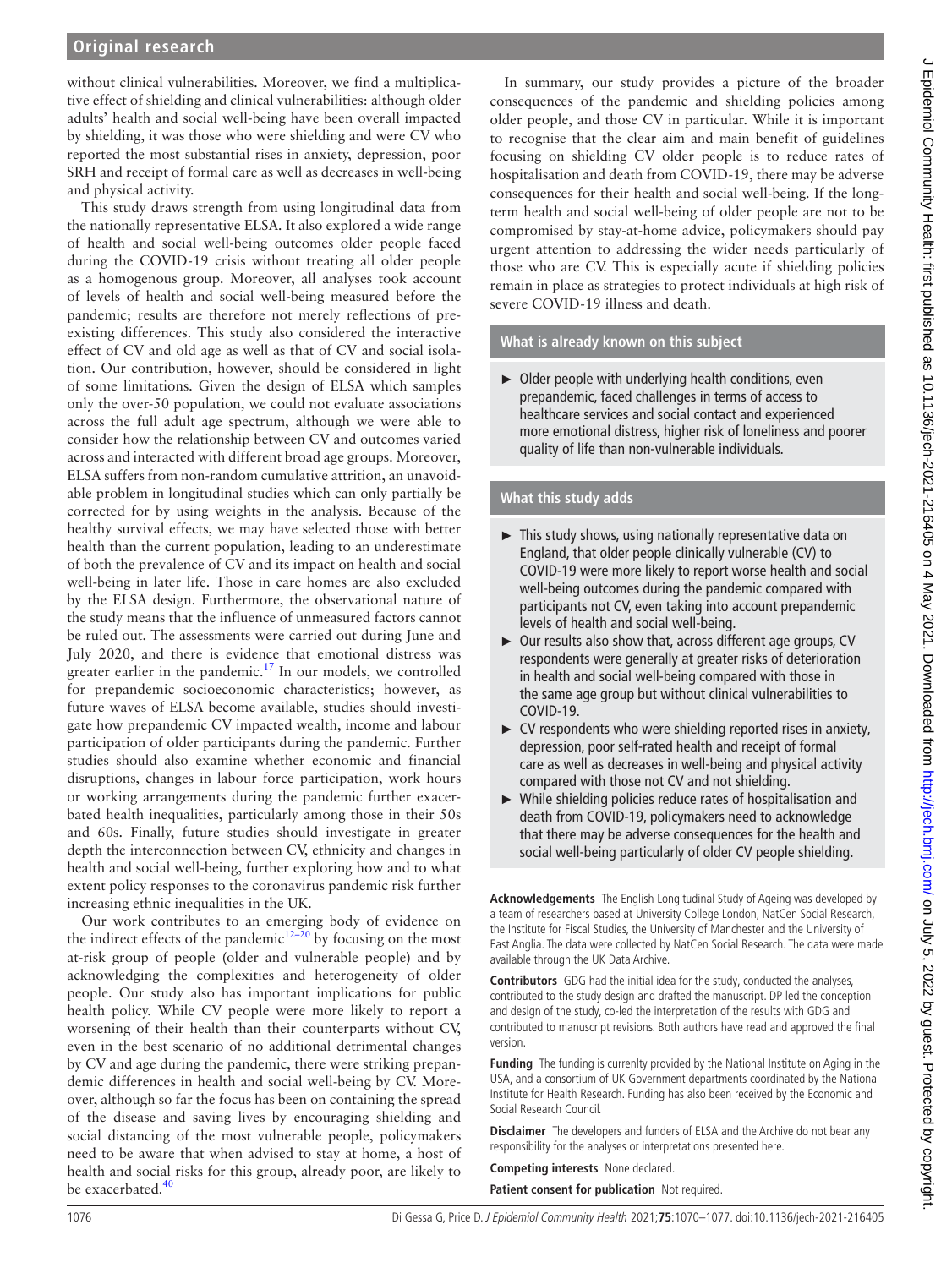without clinical vulnerabilities. Moreover, we find a multiplicative effect of shielding and clinical vulnerabilities: although older adults' health and social well-being have been overall impacted by shielding, it was those who were shielding and were CV who reported the most substantial rises in anxiety, depression, poor SRH and receipt of formal care as well as decreases in well-being and physical activity.

This study draws strength from using longitudinal data from the nationally representative ELSA. It also explored a wide range of health and social well-being outcomes older people faced during the COVID-19 crisis without treating all older people as a homogenous group. Moreover, all analyses took account of levels of health and social well-being measured before the pandemic; results are therefore not merely reflections of pre-existing differences. This study also considered the interactive effect of CV and old age as well as that of CV and social isolation. Our contribution, however, should be considered in light of some limitations. Given the design of ELSA which samples only the over-50 population, we could not evaluate associations across the full adult age spectrum, although we were able to consider how the relationship between CV and outcomes varied across and interacted with different broad age groups. Moreover, ELSA suffers from non-random cumulative attrition, an unavoidable problem in longitudinal studies which can only partially be corrected for by using weights in the analysis. Because of the healthy survival effects, we may have selected those with better health than the current population, leading to an underestimate of both the prevalence of CV and its impact on health and social well-being in later life. Those in care homes are also excluded by the ELSA design. Furthermore, the observational nature of the study means that the influence of unmeasured factors cannot be ruled out. The assessments were carried out during June and July 2020, and there is evidence that emotional distress was greater earlier in the pandemic.[17] In our models, we controlled for prepandemic socioeconomic characteristics; however, as future waves of ELSA become available, studies should investigate how prepandemic CV impacted wealth, income and labour participation of older participants during the pandemic. Further studies should also examine whether economic and financial disruptions, changes in labour force participation, work hours or working arrangements during the pandemic further exacerbated health inequalities, particularly among those in their 50s and 60s. Finally, future studies should investigate in greater depth the interconnection between CV, ethnicity and changes in health and social well-being, further exploring how and to what extent policy responses to the coronavirus pandemic risk further increasing ethnic inequalities in the UK.

Our work contributes to an emerging body of evidence on the indirect effects of the pandemic[12–20] by focusing on the most at-risk group of people (older and vulnerable people) and by acknowledging the complexities and heterogeneity of older people. Our study also has important implications for public health policy. While CV people were more likely to report a worsening of their health than their counterparts without CV, even in the best scenario of no additional detrimental changes by CV and age during the pandemic, there were striking prepandemic differences in health and social well-being by CV. Moreover, although so far the focus has been on containing the spread of the disease and saving lives by encouraging shielding and social distancing of the most vulnerable people, policymakers need to be aware that when advised to stay at home, a host of health and social risks for this group, already poor, are likely to be exacerbated.[40]

In summary, our study provides a picture of the broader consequences of the pandemic and shielding policies among older people, and those CV in particular. While it is important to recognise that the clear aim and main benefit of guidelines focusing on shielding CV older people is to reduce rates of hospitalisation and death from COVID-19, there may be adverse consequences for their health and social well-being. If the long-term health and social well-being of older people are not to be compromised by stay-at-home advice, policymakers should pay urgent attention to addressing the wider needs particularly of those who are CV. This is especially acute if shielding policies remain in place as strategies to protect individuals at high risk of severe COVID-19 illness and death.

## What is already known on this subject

- Older people with underlying health conditions, even prepandemic, faced challenges in terms of access to healthcare services and social contact and experienced more emotional distress, higher risk of loneliness and poorer quality of life than non-vulnerable individuals.

## What this study adds

- This study shows, using nationally representative data on England, that older people clinically vulnerable (CV) to COVID-19 were more likely to report worse health and social well-being outcomes during the pandemic compared with participants not CV, even taking into account prepandemic levels of health and social well-being.
- Our results also show that, across different age groups, CV respondents were generally at greater risks of deterioration in health and social well-being compared with those in the same age group but without clinical vulnerabilities to COVID-19.
- CV respondents who were shielding reported rises in anxiety, depression, poor self-rated health and receipt of formal care as well as decreases in well-being and physical activity compared with those not CV and not shielding.
- While shielding policies reduce rates of hospitalisation and death from COVID-19, policymakers need to acknowledge that there may be adverse consequences for the health and social well-being particularly of older CV people shielding.

**Acknowledgements** The English Longitudinal Study of Ageing was developed by a team of researchers based at University College London, NatCen Social Research, the Institute for Fiscal Studies, the University of Manchester and the University of East Anglia. The data were collected by NatCen Social Research. The data were made available through the UK Data Archive.

**Contributors** GDG had the initial idea for the study, conducted the analyses, contributed to the study design and drafted the manuscript. DP led the conception and design of the study, co-led the interpretation of the results with GDG and contributed to manuscript revisions. Both authors have read and approved the final version.

**Funding** The funding is currenlty provided by the National Institute on Aging in the USA, and a consortium of UK Government departments coordinated by the National Institute for Health Research. Funding has also been received by the Economic and Social Research Council.

**Disclaimer** The developers and funders of ELSA and the Archive do not bear any responsibility for the analyses or interpretations presented here.

**Competing interests** None declared.

**Patient consent for publication** Not required.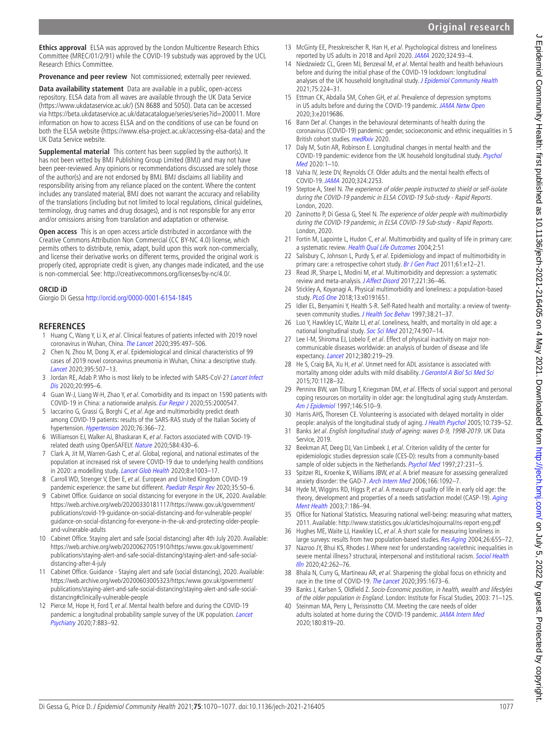**Ethics approval** ELSA was approved by the London Multicentre Research Ethics Committee (MREC/01/2/91) while the COVID-19 substudy was approved by the UCL Research Ethics Committee.

**Provenance and peer review** Not commissioned; externally peer reviewed.

**Data availability statement** Data are available in a public, open-access repository. ELSA data from all waves are available through the UK Data Service (https://www.ukdataservice.ac.uk/) (SN 8688 and 5050). Data can be accessed via https://beta.ukdataservice.ac.uk/datacatalogue/series/series?id=200011. More information on how to access ELSA and on the conditions of use can be found on both the ELSA website (https://www.elsa-project.ac.uk/accessing-elsa-data) and the UK Data Service website.

**Supplemental material** This content has been supplied by the author(s). It has not been vetted by BMJ Publishing Group Limited (BMJ) and may not have been peer-reviewed. Any opinions or recommendations discussed are solely those of the author(s) and are not endorsed by BMJ. BMJ disclaims all liability and responsibility arising from any reliance placed on the content. Where the content includes any translated material, BMJ does not warrant the accuracy and reliability of the translations (including but not limited to local regulations, clinical guidelines, terminology, drug names and drug dosages), and is not responsible for any error and/or omissions arising from translation and adaptation or otherwise.

**Open access** This is an open access article distributed in accordance with the Creative Commons Attribution Non Commercial (CC BY-NC 4.0) license, which permits others to distribute, remix, adapt, build upon this work non-commercially, and license their derivative works on different terms, provided the original work is properly cited, appropriate credit is given, any changes made indicated, and the use is non-commercial. See: http://creativecommons.org/licenses/by-nc/4.0/.

**ORCID iD**

Giorgio Di Gessa http://orcid.org/0000-0001-6154-1845

## REFERENCES

1. Huang C, Wang Y, Li X, *et al*. Clinical features of patients infected with 2019 novel coronavirus in Wuhan, China. *The Lancet* 2020;395:497–506.
2. Chen N, Zhou M, Dong X, *et al*. Epidemiological and clinical characteristics of 99 cases of 2019 novel coronavirus pneumonia in Wuhan, China: a descriptive study. *Lancet* 2020;395:507–13.
3. Jordan RE, Adab P. Who is most likely to be infected with SARS-CoV-2? *Lancet Infect Dis* 2020;20:995–6.
4. Guan W-J, Liang W-H, Zhao Y, *et al*. Comorbidity and its impact on 1590 patients with COVID-19 in China: a nationwide analysis. *Eur Respir J* 2020;55:2000547.
5. Iaccarino G, Grassi G, Borghi C, *et al*. Age and multimorbidity predict death among COVID-19 patients: results of the SARS-RAS study of the Italian Society of hypertension. *Hypertension* 2020;76:366–72.
6. Williamson EJ, Walker AJ, Bhaskaran K, *et al*. Factors associated with COVID-19-related death using OpenSAFELY. *Nature* 2020;584:430–6.
7. Clark A, Jit M, Warren-Gash C, *et al*. Global, regional, and national estimates of the population at increased risk of severe COVID-19 due to underlying health conditions in 2020: a modelling study. *Lancet Glob Health* 2020;8:e1003–17.
8. Carroll WD, Strenger V, Eber E, *et al*. European and United Kingdom COVID-19 pandemic experience: the same but different. *Paediatr Respir Rev* 2020;35:50–6.
9. Cabinet Office. Guidance on social distancing for everyone in the UK, 2020. Available: https://web.archive.org/web/20200330181117/https://www.gov.uk/government/publications/covid-19-guidance-on-social-distancing-and-for-vulnerable-people/guidance-on-social-distancing-for-everyone-in-the-uk-and-protecting-older-people-and-vulnerable-adults
10. Cabinet Office. Staying alert and safe (social distancing) after 4th July 2020. Available: https://web.archive.org/web/20200627051910/https:/www.gov.uk/government/publications/staying-alert-and-safe-social-distancing/staying-alert-and-safe-social-distancing-after-4-july
11. Cabinet Office. Guidance - Staying alert and safe (social distancing), 2020. Available: https://web.archive.org/web/20200603005323/https:/www.gov.uk/government/publications/staying-alert-and-safe-social-distancing/staying-alert-and-safe-social-distancing#clinically-vulnerable-people
12. Pierce M, Hope H, Ford T, *et al*. Mental health before and during the COVID-19 pandemic: a longitudinal probability sample survey of the UK population. *Lancet Psychiatry* 2020;7:883–92.
13. McGinty EE, Presskreischer R, Han H, *et al*. Psychological distress and loneliness reported by US adults in 2018 and April 2020. *JAMA* 2020;324:93–4.
14. Niedzwiedz CL, Green MJ, Benzeval M, *et al*. Mental health and health behaviours before and during the initial phase of the COVID-19 lockdown: longitudinal analyses of the UK household longitudinal study. *J Epidemiol Community Health* 2021;75:224–31.
15. Ettman CK, Abdalla SM, Cohen GH, *et al*. Prevalence of depression symptoms in US adults before and during the COVID-19 pandemic. *JAMA Netw Open* 2020;3:e2019686.
16. Bann D*et al*. Changes in the behavioural determinants of health during the coronavirus (COVID-19) pandemic: gender, socioeconomic and ethnic inequalities in 5 British cohort studies. *medRxiv* 2020.
17. Daly M, Sutin AR, Robinson E. Longitudinal changes in mental health and the COVID-19 pandemic: evidence from the UK household longitudinal study. *Psychol Med* 2020:1–10.
18. Vahia IV, Jeste DV, Reynolds CF. Older adults and the mental health effects of COVID-19. *JAMA* 2020;324:2253.
19. Steptoe A, Steel N. *The experience of older people instructed to shield or self-isolate during the COVID-19 pandemic in ELSA COVID-19 Sub-study - Rapid Reports*. London, 2020.
20. Zaninotto P, Di Gessa G, Steel N. *The experience of older people with multimorbidity during the COVID-19 pandemic, in ELSA COVID-19 Sub-study - Rapid Reports*. London, 2020.
21. Fortin M, Lapointe L, Hudon C, *et al*. Multimorbidity and quality of life in primary care: a systematic review. *Health Qual Life Outcomes* 2004;2:51
22. Salisbury C, Johnson L, Purdy S, *et al*. Epidemiology and impact of multimorbidity in primary care: a retrospective cohort study. *Br J Gen Pract* 2011;61:e12–21.
23. Read JR, Sharpe L, Modini M, *et al*. Multimorbidity and depression: a systematic review and meta-analysis. *J Affect Disord* 2017;221:36–46.
24. Stickley A, Koyanagi A. Physical multimorbidity and loneliness: a population-based study. *PLoS One* 2018;13:e0191651.
25. Idler EL, Benyamini Y, Health S-R. Self-Rated health and mortality: a review of twenty-seven community studies. *J Health Soc Behav* 1997;38:21–37.
26. Luo Y, Hawkley LC, Waite LJ, *et al*. Loneliness, health, and mortality in old age: a national longitudinal study. *Soc Sci Med* 2012;74:907–14.
27. Lee I-M, Shiroma EJ, Lobelo F, *et al*. Effect of physical inactivity on major non-communicable diseases worldwide: an analysis of burden of disease and life expectancy. *Lancet* 2012;380:219–29.
28. He S, Craig BA, Xu H, *et al*. Unmet need for ADL assistance is associated with mortality among older adults with mild disability. *J Gerontol A Biol Sci Med Sci* 2015;70:1128–32.
29. Penninx BW, van Tilburg T, Kriegsman DM, *et al*. Effects of social support and personal coping resources on mortality in older age: the longitudinal aging study Amsterdam. *Am J Epidemiol* 1997;146:510–9.
30. Harris AHS, Thoresen CE. Volunteering is associated with delayed mortality in older people: analysis of the longitudinal study of aging. *J Health Psychol* 2005;10:739–52.
31. Banks J*et al*. *English longitudinal study of ageing: waves 0-9, 1998-2019*. UK Data Service, 2019.
32. Beekman AT, Deeg DJ, Van Limbeek J, *et al*. Criterion validity of the center for epidemiologic studies depression scale (CES-D): results from a community-based sample of older subjects in the Netherlands. *Psychol Med* 1997;27:231–5.
33. Spitzer RL, Kroenke K, Williams JBW, *et al*. A brief measure for assessing generalized anxiety disorder: the GAD-7. *Arch Intern Med* 2006;166:1092–7.
34. Hyde M, Wiggins RD, Higgs P, *et al*. A measure of quality of life in early old age: the theory, development and properties of a needs satisfaction model (CASP-19). *Aging Ment Health* 2003;7:186–94.
35. Office for National Statistics. Measuring national well-being: measuring what matters, 2011. Available: http://www.statistics.gov.uk/articles/nojournal/ns-report-eng.pdf
36. Hughes ME, Waite LJ, Hawkley LC, *et al*. A short scale for measuring loneliness in large surveys: results from two population-based studies. *Res Aging* 2004;26:655–72.
37. Nazroo JY, Bhui KS, Rhodes J. Where next for understanding race/ethnic inequalities in severe mental illness? structural, interpersonal and institutional racism. *Sociol Health Illn* 2020;42:262–76.
38. Bhala N, Curry G, Martineau AR, *et al*. Sharpening the global focus on ethnicity and race in the time of COVID-19. *The Lancet* 2020;395:1673–6.
39. Banks J, Karlsen S, Oldfield Z. *Socio-Economic position, in health, wealth and lifestyles of the older population in England*. London: Institute for Fiscal Studies, 2003: 71–125.
40. Steinman MA, Perry L, Perissinotto CM. Meeting the care needs of older adults isolated at home during the COVID-19 pandemic. *JAMA Intern Med* 2020;180:819–20.